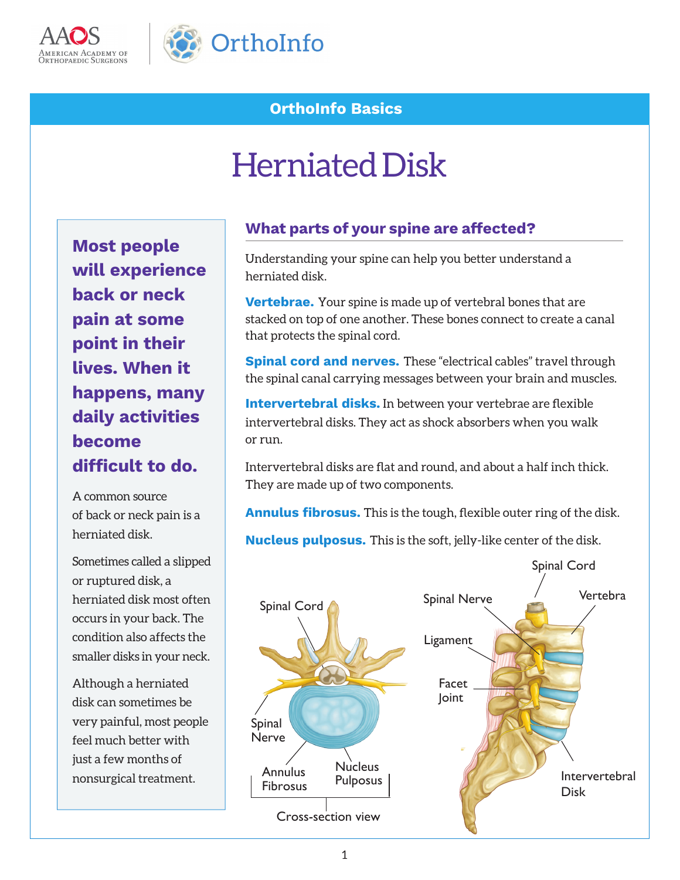OrthoInfo Basics

# Herniated Disk

**Most people will experience back or neck pain at some point in their lives. When it happens, many daily activities become difficult to do.**

A common source of back or neck pain is a herniated disk.

Sometimes called a slipped or ruptured disk, a herniated disk most often occurs in your back. The condition also affects the smaller disks in your neck.

Although a herniated disk can sometimes be very painful, most people feel much better with just a few months of nonsurgical treatment.

## What parts of your spine are affected?

Understanding your spine can help you better understand a herniated disk.

**Vertebrae.** Your spine is made up of vertebral bones that are stacked on top of one another. These bones connect to create a canal that protects the spinal cord.

**Spinal cord and nerves.** These "electrical cables" travel through the spinal canal carrying messages between your brain and muscles.

**Intervertebral disks.** In between your vertebrae are flexible intervertebral disks. They act as shock absorbers when you walk or run.

Intervertebral disks are flat and round, and about a half inch thick. They are made up of two components.

**Annulus fibrosus.** This is the tough, flexible outer ring of the disk.

**Nucleus pulposus.** This is the soft, jelly-like center of the disk.

Spinal Cord
Spinal Nerve
Annulus Fibrosus
Nucleus Pulposus
Cross-section view

Spinal Cord
Spinal Nerve
Vertebra
Ligament
Facet Joint
Intervertebral Disk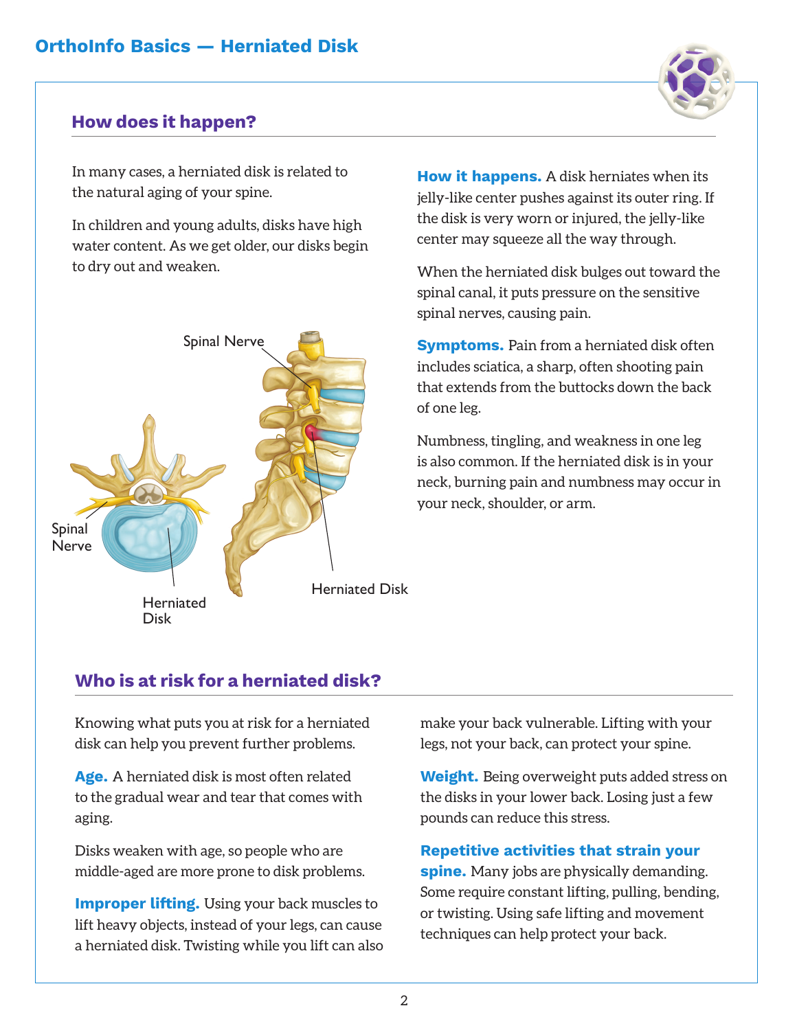## How does it happen?

In many cases, a herniated disk is related to the natural aging of your spine.

In children and young adults, disks have high water content. As we get older, our disks begin to dry out and weaken.

Spinal Nerve

Spinal Nerve

Herniated Disk

Herniated Disk

**How it happens.** A disk herniates when its jelly-like center pushes against its outer ring. If the disk is very worn or injured, the jelly-like center may squeeze all the way through.

When the herniated disk bulges out toward the spinal canal, it puts pressure on the sensitive spinal nerves, causing pain.

**Symptoms.** Pain from a herniated disk often includes sciatica, a sharp, often shooting pain that extends from the buttocks down the back of one leg.

Numbness, tingling, and weakness in one leg is also common. If the herniated disk is in your neck, burning pain and numbness may occur in your neck, shoulder, or arm.

## Who is at risk for a herniated disk?

Knowing what puts you at risk for a herniated disk can help you prevent further problems.

**Age.** A herniated disk is most often related to the gradual wear and tear that comes with aging.

Disks weaken with age, so people who are middle-aged are more prone to disk problems.

**Improper lifting.** Using your back muscles to lift heavy objects, instead of your legs, can cause a herniated disk. Twisting while you lift can also make your back vulnerable. Lifting with your legs, not your back, can protect your spine.

**Weight.** Being overweight puts added stress on the disks in your lower back. Losing just a few pounds can reduce this stress.

**Repetitive activities that strain your spine.** Many jobs are physically demanding. Some require constant lifting, pulling, bending, or twisting. Using safe lifting and movement techniques can help protect your back.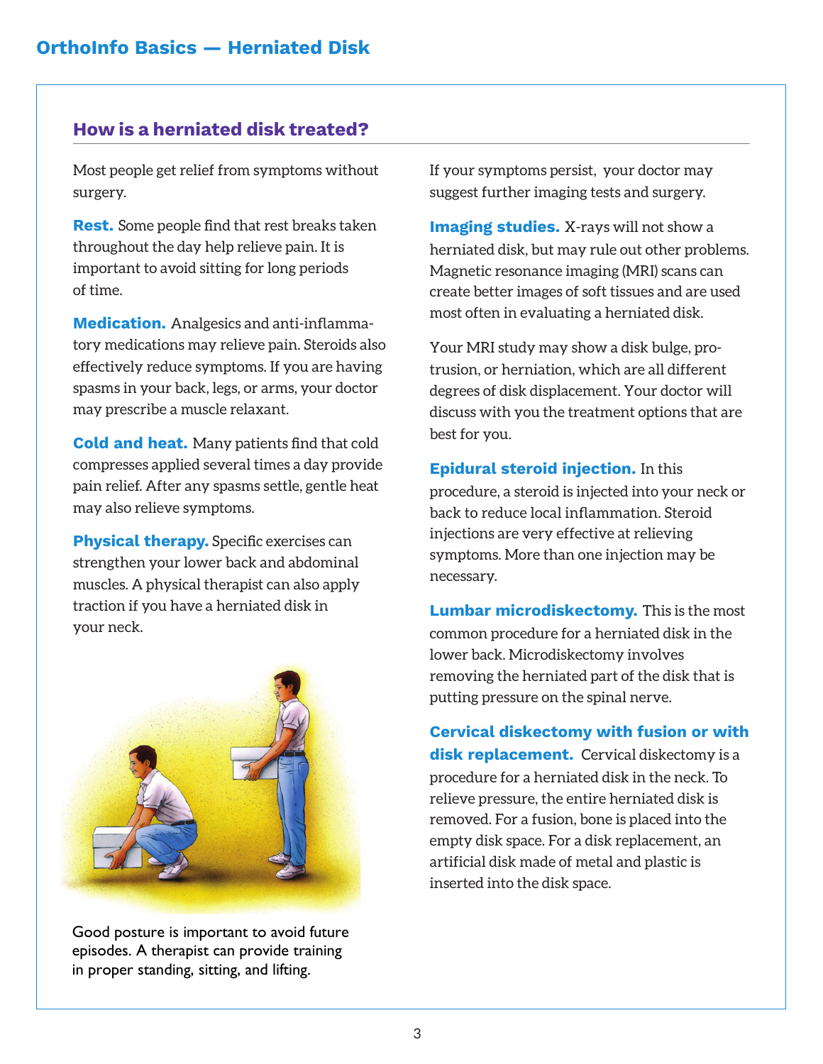## How is a herniated disk treated?

Most people get relief from symptoms without surgery.

**Rest.** Some people find that rest breaks taken throughout the day help relieve pain. It is important to avoid sitting for long periods of time.

**Medication.** Analgesics and anti-inflammatory medications may relieve pain. Steroids also effectively reduce symptoms. If you are having spasms in your back, legs, or arms, your doctor may prescribe a muscle relaxant.

**Cold and heat.** Many patients find that cold compresses applied several times a day provide pain relief. After any spasms settle, gentle heat may also relieve symptoms.

**Physical therapy.** Specific exercises can strengthen your lower back and abdominal muscles. A physical therapist can also apply traction if you have a herniated disk in your neck.

Good posture is important to avoid future episodes. A therapist can provide training in proper standing, sitting, and lifting.

If your symptoms persist, your doctor may suggest further imaging tests and surgery.

**Imaging studies.** X-rays will not show a herniated disk, but may rule out other problems. Magnetic resonance imaging (MRI) scans can create better images of soft tissues and are used most often in evaluating a herniated disk.

Your MRI study may show a disk bulge, protrusion, or herniation, which are all different degrees of disk displacement. Your doctor will discuss with you the treatment options that are best for you.

**Epidural steroid injection.** In this procedure, a steroid is injected into your neck or back to reduce local inflammation. Steroid injections are very effective at relieving symptoms. More than one injection may be necessary.

**Lumbar microdiskectomy.** This is the most common procedure for a herniated disk in the lower back. Microdiskectomy involves removing the herniated part of the disk that is putting pressure on the spinal nerve.

**Cervical diskectomy with fusion or with disk replacement.** Cervical diskectomy is a procedure for a herniated disk in the neck. To relieve pressure, the entire herniated disk is removed. For a fusion, bone is placed into the empty disk space. For a disk replacement, an artificial disk made of metal and plastic is inserted into the disk space.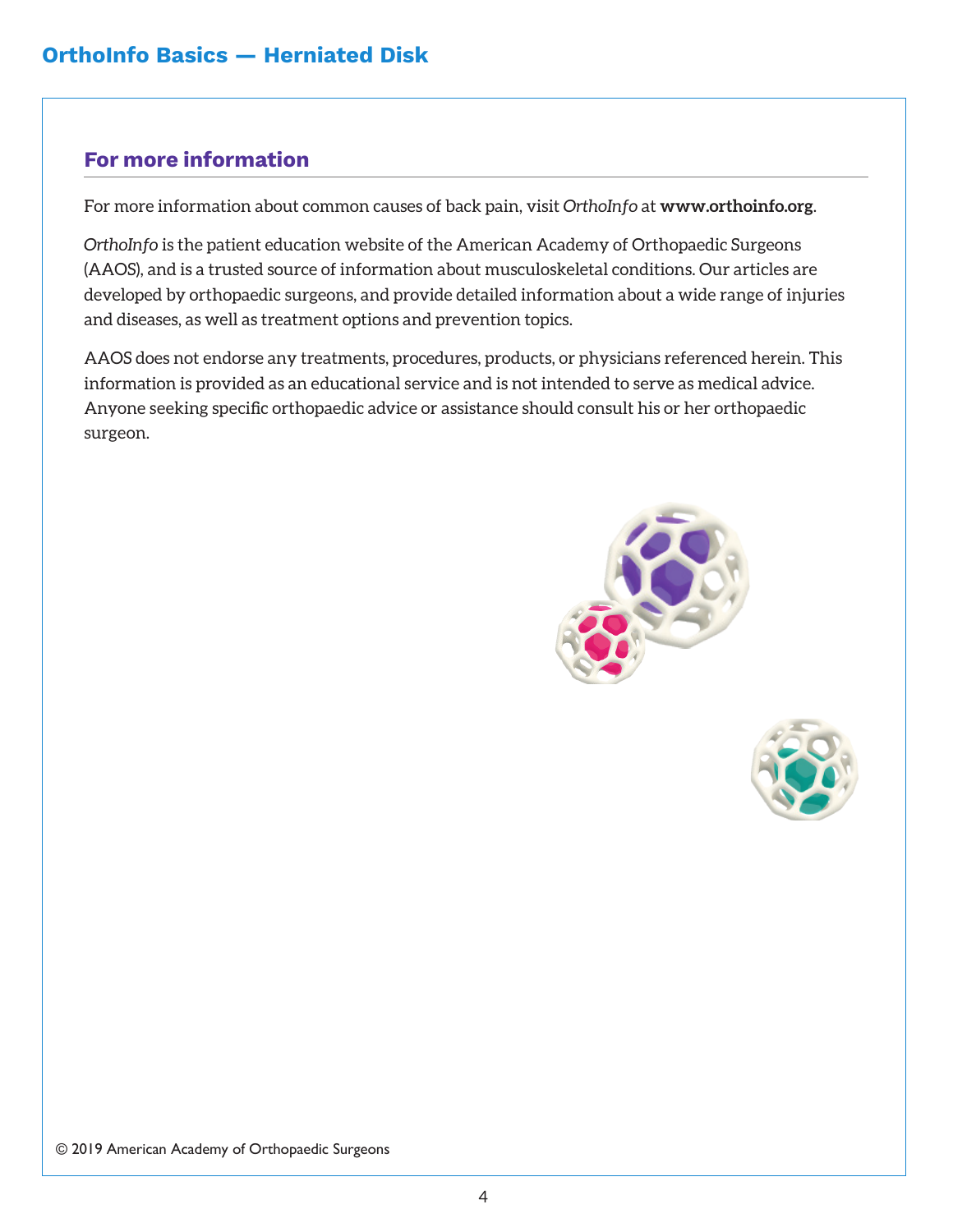## For more information

For more information about common causes of back pain, visit *OrthoInfo* at **www.orthoinfo.org**.

*OrthoInfo* is the patient education website of the American Academy of Orthopaedic Surgeons (AAOS), and is a trusted source of information about musculoskeletal conditions. Our articles are developed by orthopaedic surgeons, and provide detailed information about a wide range of injuries and diseases, as well as treatment options and prevention topics.

AAOS does not endorse any treatments, procedures, products, or physicians referenced herein. This information is provided as an educational service and is not intended to serve as medical advice. Anyone seeking specific orthopaedic advice or assistance should consult his or her orthopaedic surgeon.

© 2019 American Academy of Orthopaedic Surgeons